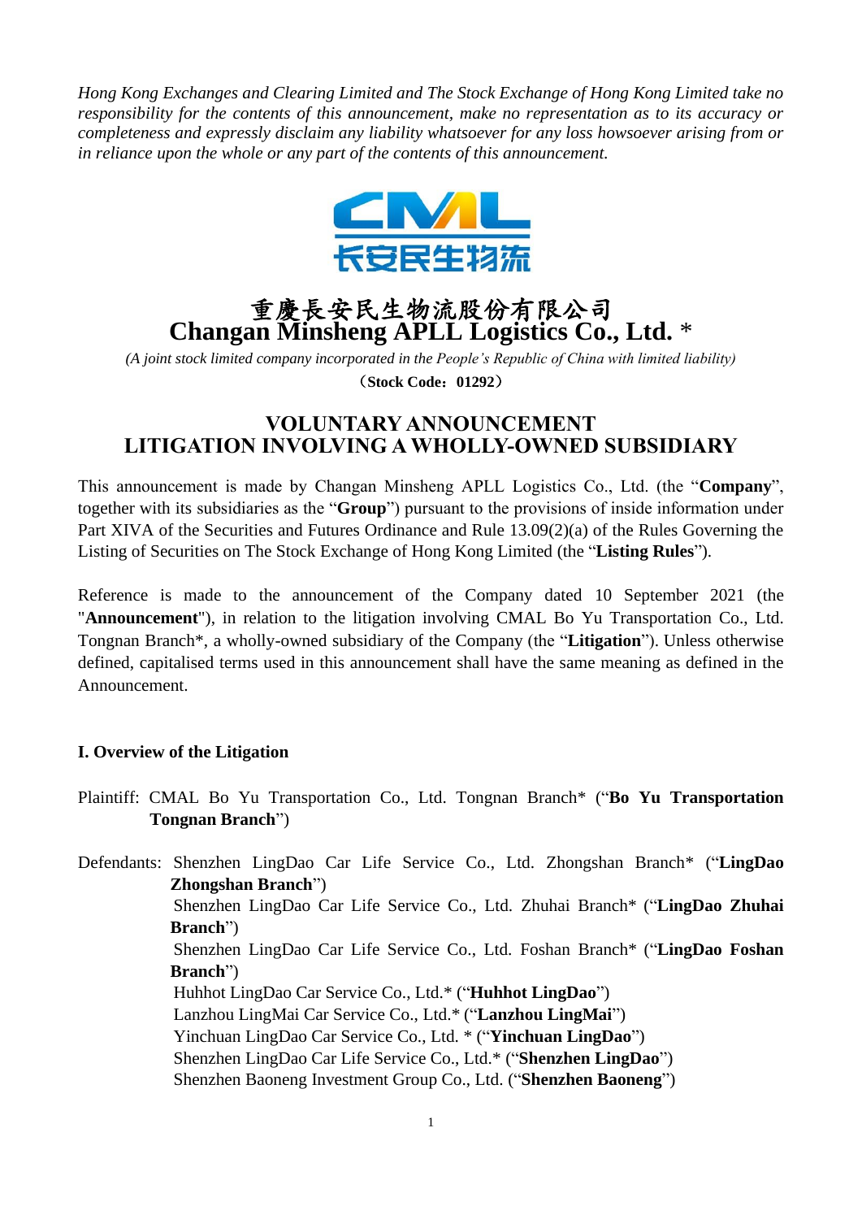*Hong Kong Exchanges and Clearing Limited and The Stock Exchange of Hong Kong Limited take no responsibility for the contents of this announcement, make no representation as to its accuracy or completeness and expressly disclaim any liability whatsoever for any loss howsoever arising from or in reliance upon the whole or any part of the contents of this announcement.*

# 重慶長安民生物流股份有限公司
# Changan Minsheng APLL Logistics Co., Ltd. *

*(A joint stock limited company incorporated in the People's Republic of China with limited liability)*

**（Stock Code：01292）**

## VOLUNTARY ANNOUNCEMENT
## LITIGATION INVOLVING A WHOLLY-OWNED SUBSIDIARY

This announcement is made by Changan Minsheng APLL Logistics Co., Ltd. (the "**Company**", together with its subsidiaries as the "**Group**") pursuant to the provisions of inside information under Part XIVA of the Securities and Futures Ordinance and Rule 13.09(2)(a) of the Rules Governing the Listing of Securities on The Stock Exchange of Hong Kong Limited (the "**Listing Rules**").

Reference is made to the announcement of the Company dated 10 September 2021 (the "**Announcement**"), in relation to the litigation involving CMAL Bo Yu Transportation Co., Ltd. Tongnan Branch*, a wholly-owned subsidiary of the Company (the "**Litigation**"). Unless otherwise defined, capitalised terms used in this announcement shall have the same meaning as defined in the Announcement.

### I. Overview of the Litigation

Plaintiff: CMAL Bo Yu Transportation Co., Ltd. Tongnan Branch* ("**Bo Yu Transportation Tongnan Branch**")

Defendants: Shenzhen LingDao Car Life Service Co., Ltd. Zhongshan Branch* ("**LingDao Zhongshan Branch**")
Shenzhen LingDao Car Life Service Co., Ltd. Zhuhai Branch* ("**LingDao Zhuhai Branch**")
Shenzhen LingDao Car Life Service Co., Ltd. Foshan Branch* ("**LingDao Foshan Branch**")
Huhhot LingDao Car Service Co., Ltd.* ("**Huhhot LingDao**")
Lanzhou LingMai Car Service Co., Ltd.* ("**Lanzhou LingMai**")
Yinchuan LingDao Car Service Co., Ltd. * ("**Yinchuan LingDao**")
Shenzhen LingDao Car Life Service Co., Ltd.* ("**Shenzhen LingDao**")
Shenzhen Baoneng Investment Group Co., Ltd. ("**Shenzhen Baoneng**")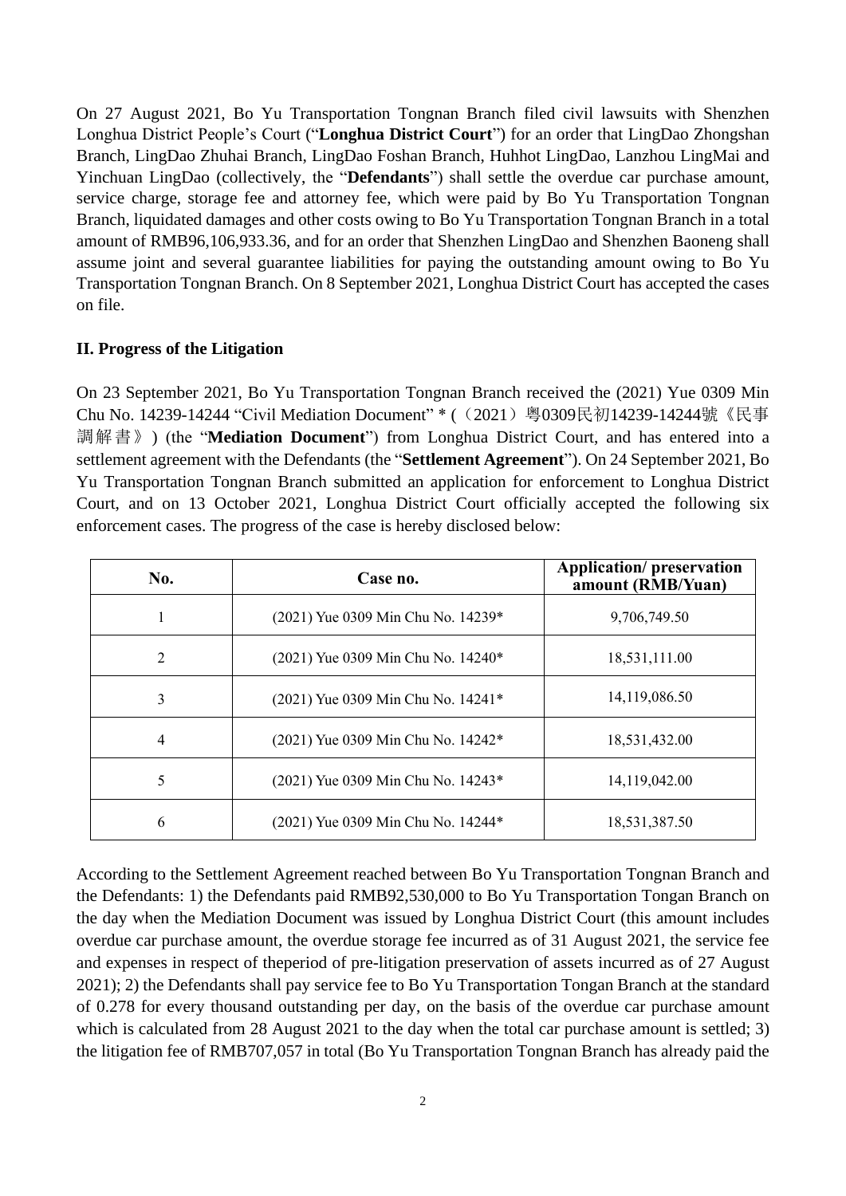On 27 August 2021, Bo Yu Transportation Tongnan Branch filed civil lawsuits with Shenzhen Longhua District People's Court ("**Longhua District Court**") for an order that LingDao Zhongshan Branch, LingDao Zhuhai Branch, LingDao Foshan Branch, Huhhot LingDao, Lanzhou LingMai and Yinchuan LingDao (collectively, the "**Defendants**") shall settle the overdue car purchase amount, service charge, storage fee and attorney fee, which were paid by Bo Yu Transportation Tongnan Branch, liquidated damages and other costs owing to Bo Yu Transportation Tongnan Branch in a total amount of RMB96,106,933.36, and for an order that Shenzhen LingDao and Shenzhen Baoneng shall assume joint and several guarantee liabilities for paying the outstanding amount owing to Bo Yu Transportation Tongnan Branch. On 8 September 2021, Longhua District Court has accepted the cases on file.

**II. Progress of the Litigation**

On 23 September 2021, Bo Yu Transportation Tongnan Branch received the (2021) Yue 0309 Min Chu No. 14239-14244 "Civil Mediation Document" * (（2021）粵0309民初14239-14244號《民事調解書》) (the "**Mediation Document**") from Longhua District Court, and has entered into a settlement agreement with the Defendants (the "**Settlement Agreement**"). On 24 September 2021, Bo Yu Transportation Tongnan Branch submitted an application for enforcement to Longhua District Court, and on 13 October 2021, Longhua District Court officially accepted the following six enforcement cases. The progress of the case is hereby disclosed below:

| No. | Case no. | Application/ preservation amount (RMB/Yuan) |
|---|---|---|
| 1 | (2021) Yue 0309 Min Chu No. 14239* | 9,706,749.50 |
| 2 | (2021) Yue 0309 Min Chu No. 14240* | 18,531,111.00 |
| 3 | (2021) Yue 0309 Min Chu No. 14241* | 14,119,086.50 |
| 4 | (2021) Yue 0309 Min Chu No. 14242* | 18,531,432.00 |
| 5 | (2021) Yue 0309 Min Chu No. 14243* | 14,119,042.00 |
| 6 | (2021) Yue 0309 Min Chu No. 14244* | 18,531,387.50 |

According to the Settlement Agreement reached between Bo Yu Transportation Tongnan Branch and the Defendants: 1) the Defendants paid RMB92,530,000 to Bo Yu Transportation Tongan Branch on the day when the Mediation Document was issued by Longhua District Court (this amount includes overdue car purchase amount, the overdue storage fee incurred as of 31 August 2021, the service fee and expenses in respect of theperiod of pre-litigation preservation of assets incurred as of 27 August 2021); 2) the Defendants shall pay service fee to Bo Yu Transportation Tongan Branch at the standard of 0.278 for every thousand outstanding per day, on the basis of the overdue car purchase amount which is calculated from 28 August 2021 to the day when the total car purchase amount is settled; 3) the litigation fee of RMB707,057 in total (Bo Yu Transportation Tongnan Branch has already paid the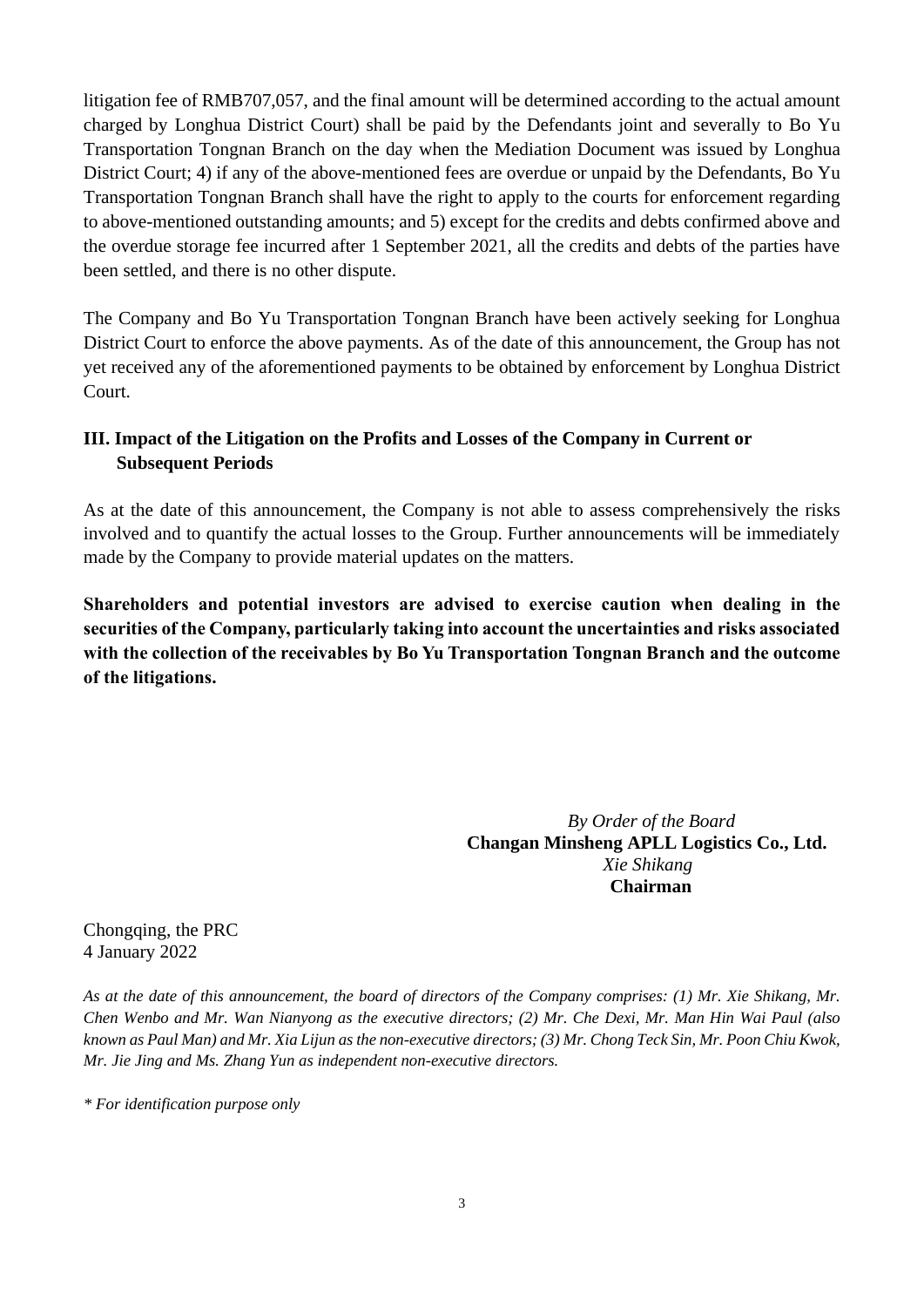litigation fee of RMB707,057, and the final amount will be determined according to the actual amount charged by Longhua District Court) shall be paid by the Defendants joint and severally to Bo Yu Transportation Tongnan Branch on the day when the Mediation Document was issued by Longhua District Court; 4) if any of the above-mentioned fees are overdue or unpaid by the Defendants, Bo Yu Transportation Tongnan Branch shall have the right to apply to the courts for enforcement regarding to above-mentioned outstanding amounts; and 5) except for the credits and debts confirmed above and the overdue storage fee incurred after 1 September 2021, all the credits and debts of the parties have been settled, and there is no other dispute.

The Company and Bo Yu Transportation Tongnan Branch have been actively seeking for Longhua District Court to enforce the above payments. As of the date of this announcement, the Group has not yet received any of the aforementioned payments to be obtained by enforcement by Longhua District Court.

## III. Impact of the Litigation on the Profits and Losses of the Company in Current or Subsequent Periods

As at the date of this announcement, the Company is not able to assess comprehensively the risks involved and to quantify the actual losses to the Group. Further announcements will be immediately made by the Company to provide material updates on the matters.

**Shareholders and potential investors are advised to exercise caution when dealing in the securities of the Company, particularly taking into account the uncertainties and risks associated with the collection of the receivables by Bo Yu Transportation Tongnan Branch and the outcome of the litigations.**

*By Order of the Board*
**Changan Minsheng APLL Logistics Co., Ltd.**
*Xie Shikang*
**Chairman**

Chongqing, the PRC
4 January 2022

*As at the date of this announcement, the board of directors of the Company comprises: (1) Mr. Xie Shikang, Mr. Chen Wenbo and Mr. Wan Nianyong as the executive directors; (2) Mr. Che Dexi, Mr. Man Hin Wai Paul (also known as Paul Man) and Mr. Xia Lijun as the non-executive directors; (3) Mr. Chong Teck Sin, Mr. Poon Chiu Kwok, Mr. Jie Jing and Ms. Zhang Yun as independent non-executive directors.*

*\* For identification purpose only*